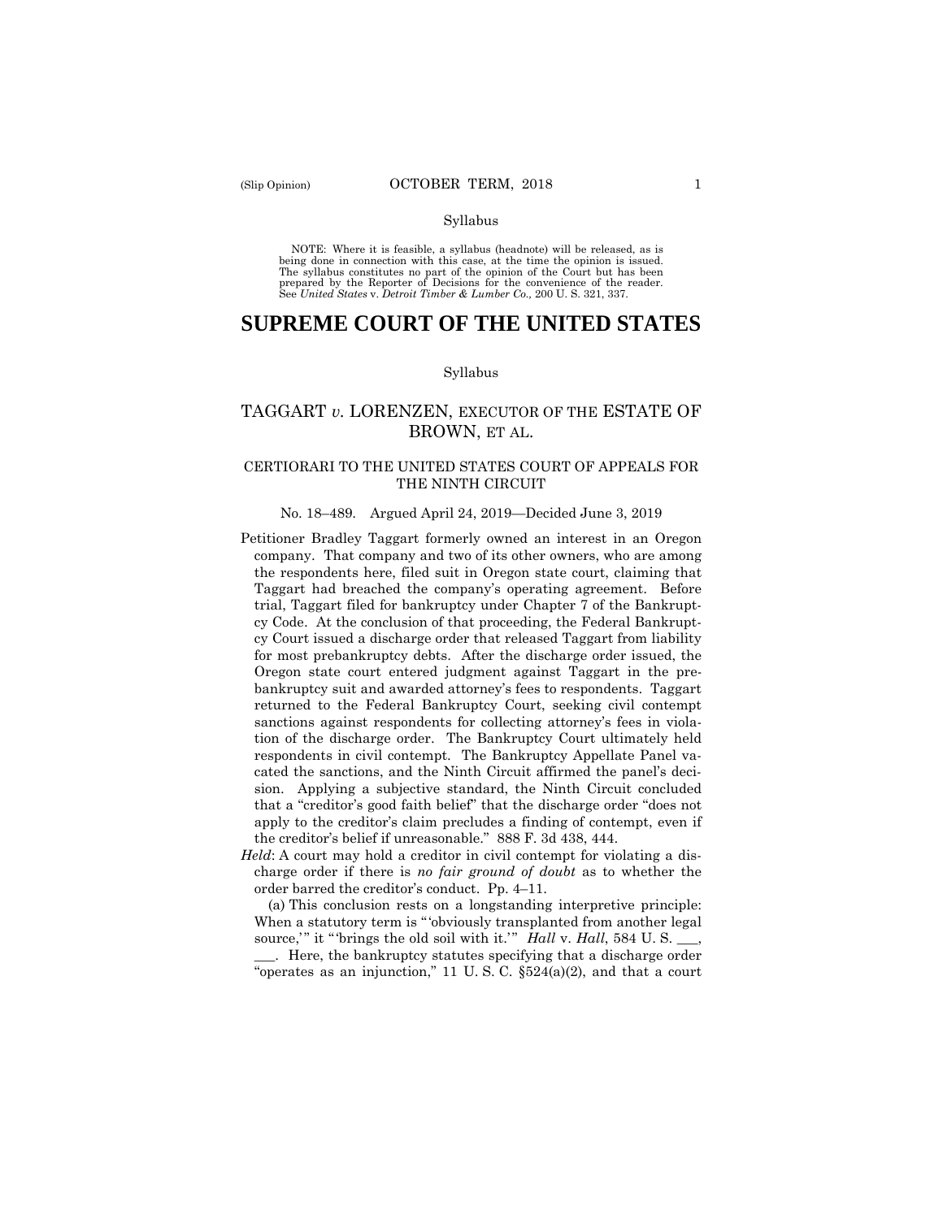Syllabus

NOTE: Where it is feasible, a syllabus (headnote) will be released, as is being done in connection with this case, at the time the opinion is issued. The syllabus constitutes no part of the opinion of the Court but has been prepared by the Reporter of Decisions for the convenience of the reader. See *United States* v. *Detroit Timber & Lumber Co.,* 200 U. S. 321, 337.

# SUPREME COURT OF THE UNITED STATES

Syllabus

## TAGGART *v.* LORENZEN, EXECUTOR OF THE ESTATE OF BROWN, ET AL.

### CERTIORARI TO THE UNITED STATES COURT OF APPEALS FOR THE NINTH CIRCUIT

No. 18–489. Argued April 24, 2019—Decided June 3, 2019

Petitioner Bradley Taggart formerly owned an interest in an Oregon company. That company and two of its other owners, who are among the respondents here, filed suit in Oregon state court, claiming that Taggart had breached the company's operating agreement. Before trial, Taggart filed for bankruptcy under Chapter 7 of the Bankruptcy Code. At the conclusion of that proceeding, the Federal Bankruptcy Court issued a discharge order that released Taggart from liability for most prebankruptcy debts. After the discharge order issued, the Oregon state court entered judgment against Taggart in the prebankruptcy suit and awarded attorney's fees to respondents. Taggart returned to the Federal Bankruptcy Court, seeking civil contempt sanctions against respondents for collecting attorney's fees in violation of the discharge order. The Bankruptcy Court ultimately held respondents in civil contempt. The Bankruptcy Appellate Panel vacated the sanctions, and the Ninth Circuit affirmed the panel's decision. Applying a subjective standard, the Ninth Circuit concluded that a "creditor's good faith belief" that the discharge order "does not apply to the creditor's claim precludes a finding of contempt, even if the creditor's belief if unreasonable." 888 F. 3d 438, 444.

*Held*: A court may hold a creditor in civil contempt for violating a discharge order if there is *no fair ground of doubt* as to whether the order barred the creditor's conduct. Pp. 4–11.

(a) This conclusion rests on a longstanding interpretive principle: When a statutory term is "'obviously transplanted from another legal source,'" it "'brings the old soil with it.'" *Hall* v. *Hall*, 584 U. S. \_\_\_, \_\_\_. Here, the bankruptcy statutes specifying that a discharge order "operates as an injunction," 11 U. S. C. §524(a)(2), and that a court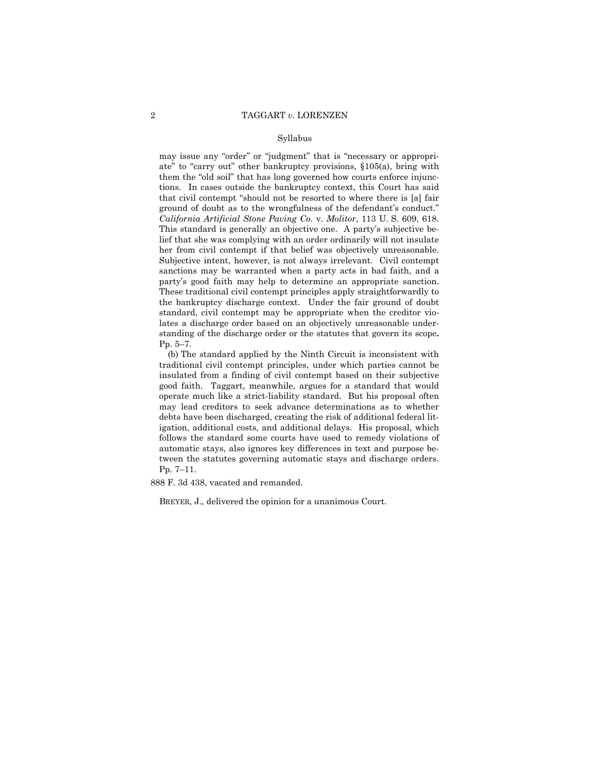Syllabus

may issue any "order" or "judgment" that is "necessary or appropriate" to "carry out" other bankruptcy provisions, §105(a), bring with them the "old soil" that has long governed how courts enforce injunctions. In cases outside the bankruptcy context, this Court has said that civil contempt "should not be resorted to where there is [a] fair ground of doubt as to the wrongfulness of the defendant's conduct." *California Artificial Stone Paving Co.* v. *Molitor*, 113 U. S. 609, 618. This standard is generally an objective one. A party's subjective belief that she was complying with an order ordinarily will not insulate her from civil contempt if that belief was objectively unreasonable. Subjective intent, however, is not always irrelevant. Civil contempt sanctions may be warranted when a party acts in bad faith, and a party's good faith may help to determine an appropriate sanction. These traditional civil contempt principles apply straightforwardly to the bankruptcy discharge context. Under the fair ground of doubt standard, civil contempt may be appropriate when the creditor violates a discharge order based on an objectively unreasonable understanding of the discharge order or the statutes that govern its scope. Pp. 5–7.

(b) The standard applied by the Ninth Circuit is inconsistent with traditional civil contempt principles, under which parties cannot be insulated from a finding of civil contempt based on their subjective good faith. Taggart, meanwhile, argues for a standard that would operate much like a strict-liability standard. But his proposal often may lead creditors to seek advance determinations as to whether debts have been discharged, creating the risk of additional federal litigation, additional costs, and additional delays. His proposal, which follows the standard some courts have used to remedy violations of automatic stays, also ignores key differences in text and purpose between the statutes governing automatic stays and discharge orders. Pp. 7–11.

888 F. 3d 438, vacated and remanded.

BREYER, J., delivered the opinion for a unanimous Court.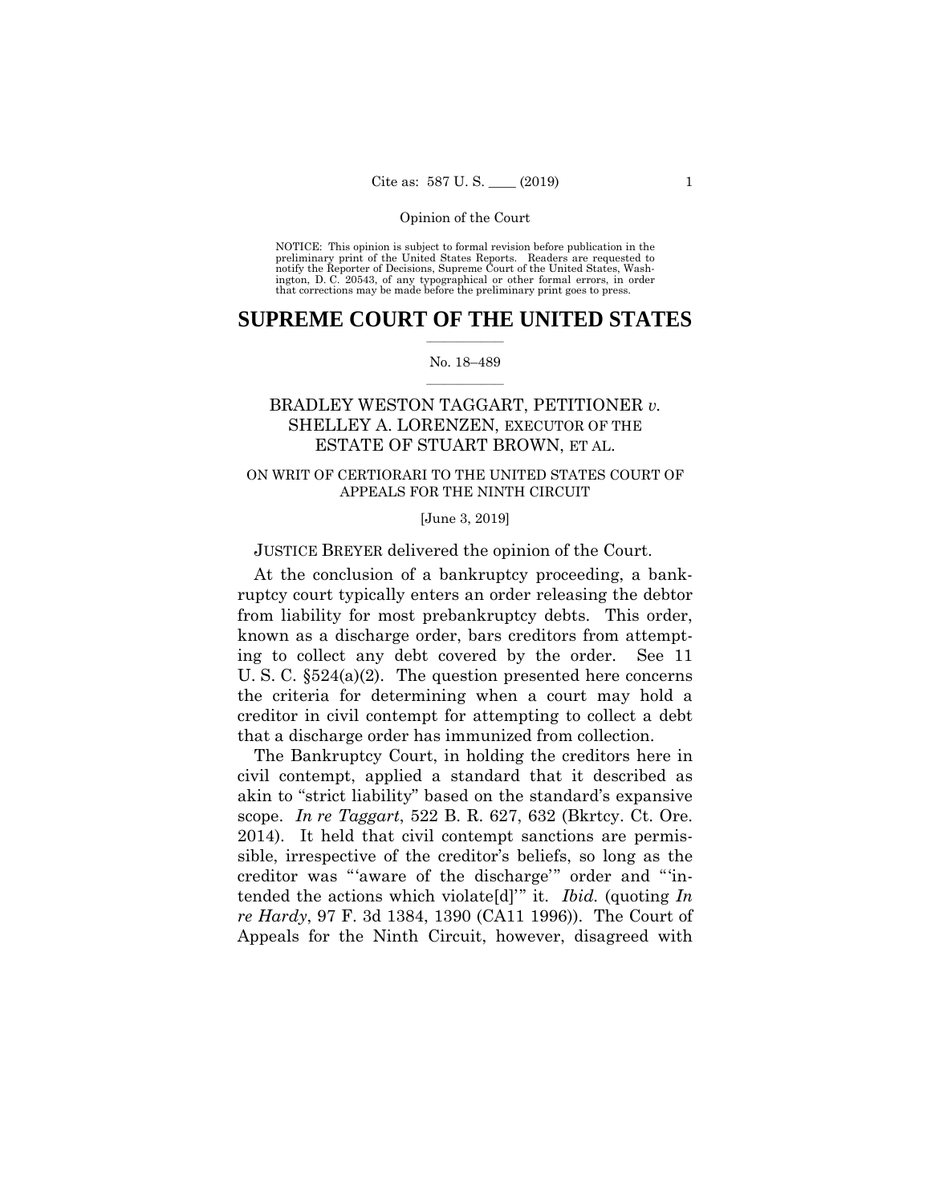NOTICE: This opinion is subject to formal revision before publication in the preliminary print of the United States Reports. Readers are requested to notify the Reporter of Decisions, Supreme Court of the United States, Washington, D. C. 20543, of any typographical or other formal errors, in order that corrections may be made before the preliminary print goes to press.

# SUPREME COURT OF THE UNITED STATES

No. 18–489

BRADLEY WESTON TAGGART, PETITIONER *v.* SHELLEY A. LORENZEN, EXECUTOR OF THE ESTATE OF STUART BROWN, ET AL.

ON WRIT OF CERTIORARI TO THE UNITED STATES COURT OF APPEALS FOR THE NINTH CIRCUIT

[June 3, 2019]

JUSTICE BREYER delivered the opinion of the Court.

At the conclusion of a bankruptcy proceeding, a bankruptcy court typically enters an order releasing the debtor from liability for most prebankruptcy debts. This order, known as a discharge order, bars creditors from attempting to collect any debt covered by the order. See 11 U. S. C. §524(a)(2). The question presented here concerns the criteria for determining when a court may hold a creditor in civil contempt for attempting to collect a debt that a discharge order has immunized from collection.

The Bankruptcy Court, in holding the creditors here in civil contempt, applied a standard that it described as akin to "strict liability" based on the standard's expansive scope. *In re Taggart*, 522 B. R. 627, 632 (Bkrtcy. Ct. Ore. 2014). It held that civil contempt sanctions are permissible, irrespective of the creditor's beliefs, so long as the creditor was "'aware of the discharge'" order and "'intended the actions which violate[d]'" it. *Ibid.* (quoting *In re Hardy*, 97 F. 3d 1384, 1390 (CA11 1996)). The Court of Appeals for the Ninth Circuit, however, disagreed with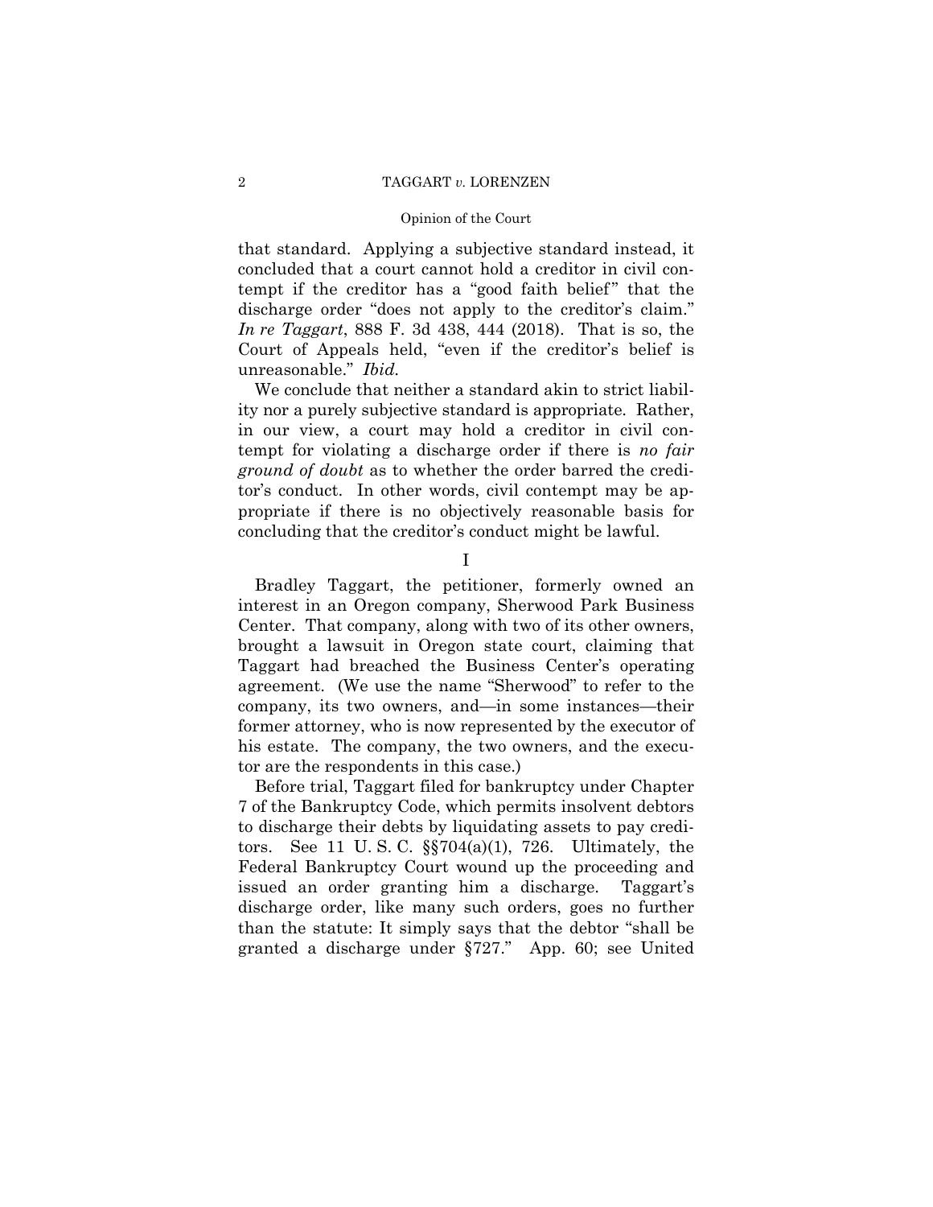that standard. Applying a subjective standard instead, it concluded that a court cannot hold a creditor in civil contempt if the creditor has a "good faith belief" that the discharge order "does not apply to the creditor's claim." *In re Taggart*, 888 F. 3d 438, 444 (2018). That is so, the Court of Appeals held, "even if the creditor's belief is unreasonable." *Ibid.*

We conclude that neither a standard akin to strict liability nor a purely subjective standard is appropriate. Rather, in our view, a court may hold a creditor in civil contempt for violating a discharge order if there is *no fair ground of doubt* as to whether the order barred the creditor's conduct. In other words, civil contempt may be appropriate if there is no objectively reasonable basis for concluding that the creditor's conduct might be lawful.

## I

Bradley Taggart, the petitioner, formerly owned an interest in an Oregon company, Sherwood Park Business Center. That company, along with two of its other owners, brought a lawsuit in Oregon state court, claiming that Taggart had breached the Business Center's operating agreement. (We use the name "Sherwood" to refer to the company, its two owners, and—in some instances—their former attorney, who is now represented by the executor of his estate. The company, the two owners, and the executor are the respondents in this case.)

Before trial, Taggart filed for bankruptcy under Chapter 7 of the Bankruptcy Code, which permits insolvent debtors to discharge their debts by liquidating assets to pay creditors. See 11 U. S. C. §§704(a)(1), 726. Ultimately, the Federal Bankruptcy Court wound up the proceeding and issued an order granting him a discharge. Taggart's discharge order, like many such orders, goes no further than the statute: It simply says that the debtor "shall be granted a discharge under §727." App. 60; see United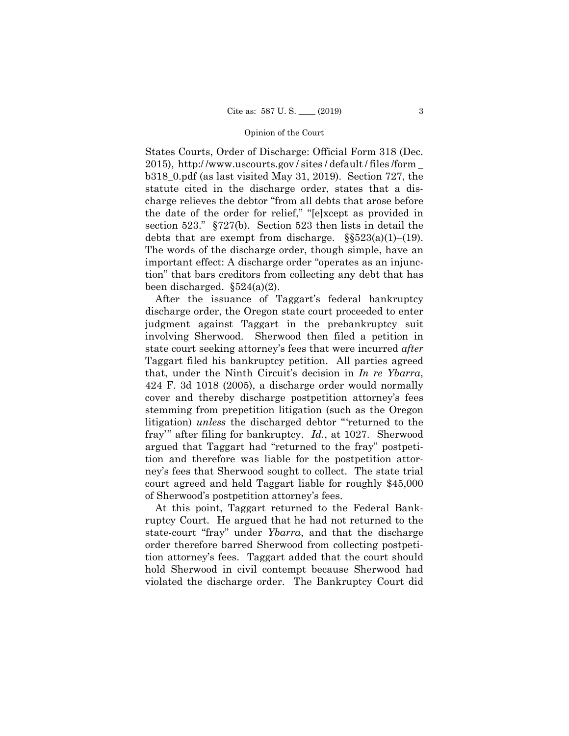States Courts, Order of Discharge: Official Form 318 (Dec. 2015), http://www.uscourts.gov/sites/default/files/form_b318_0.pdf (as last visited May 31, 2019). Section 727, the statute cited in the discharge order, states that a discharge relieves the debtor "from all debts that arose before the date of the order for relief," "[e]xcept as provided in section 523." §727(b). Section 523 then lists in detail the debts that are exempt from discharge. §§523(a)(1)–(19). The words of the discharge order, though simple, have an important effect: A discharge order "operates as an injunction" that bars creditors from collecting any debt that has been discharged. §524(a)(2).

After the issuance of Taggart's federal bankruptcy discharge order, the Oregon state court proceeded to enter judgment against Taggart in the prebankruptcy suit involving Sherwood. Sherwood then filed a petition in state court seeking attorney's fees that were incurred *after* Taggart filed his bankruptcy petition. All parties agreed that, under the Ninth Circuit's decision in *In re Ybarra*, 424 F. 3d 1018 (2005), a discharge order would normally cover and thereby discharge postpetition attorney's fees stemming from prepetition litigation (such as the Oregon litigation) *unless* the discharged debtor "'returned to the fray'" after filing for bankruptcy. *Id.*, at 1027. Sherwood argued that Taggart had "returned to the fray" postpetition and therefore was liable for the postpetition attorney's fees that Sherwood sought to collect. The state trial court agreed and held Taggart liable for roughly $45,000 of Sherwood's postpetition attorney's fees.

At this point, Taggart returned to the Federal Bankruptcy Court. He argued that he had not returned to the state-court "fray" under *Ybarra*, and that the discharge order therefore barred Sherwood from collecting postpetition attorney's fees. Taggart added that the court should hold Sherwood in civil contempt because Sherwood had violated the discharge order. The Bankruptcy Court did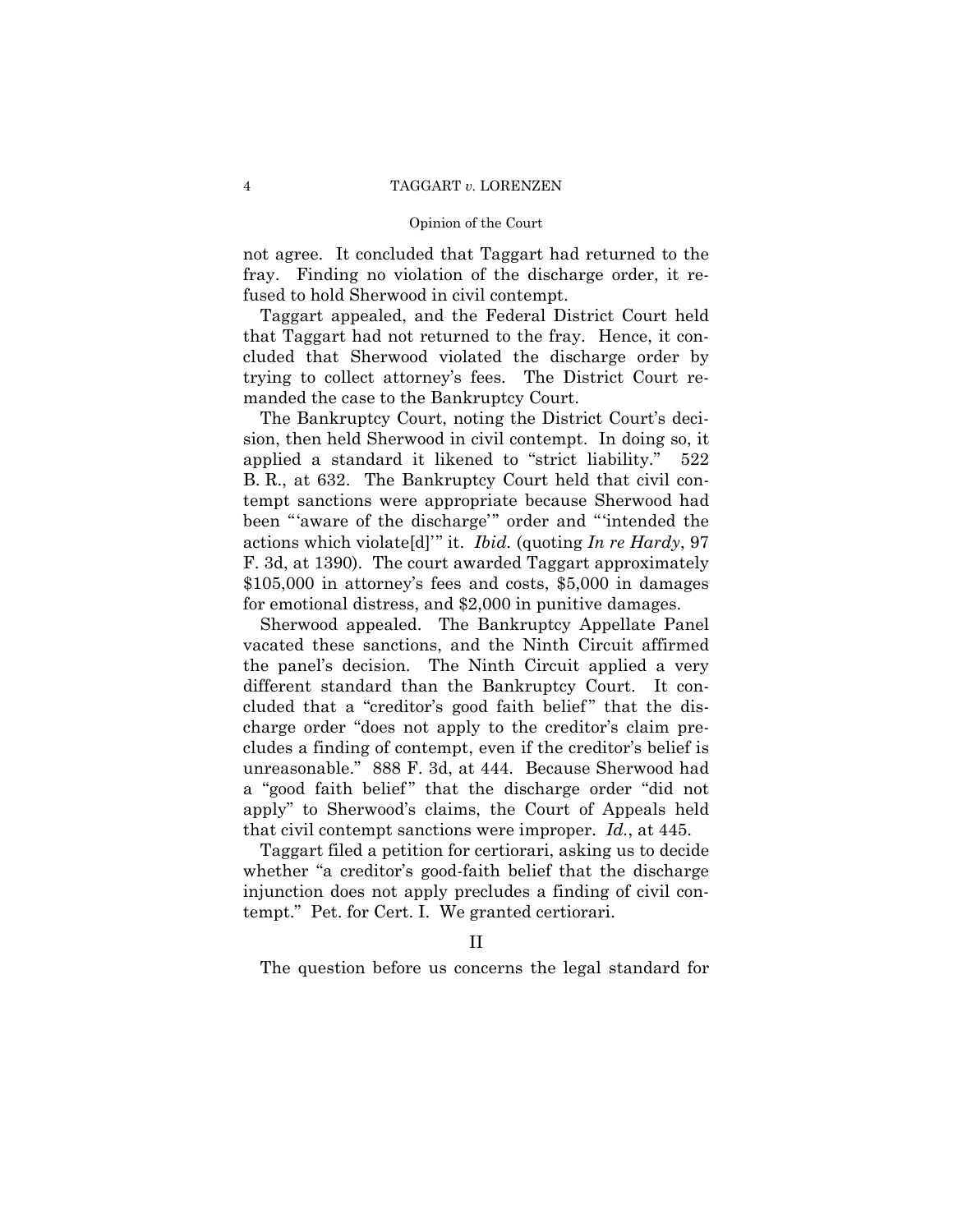not agree. It concluded that Taggart had returned to the fray. Finding no violation of the discharge order, it refused to hold Sherwood in civil contempt.

Taggart appealed, and the Federal District Court held that Taggart had not returned to the fray. Hence, it concluded that Sherwood violated the discharge order by trying to collect attorney's fees. The District Court remanded the case to the Bankruptcy Court.

The Bankruptcy Court, noting the District Court's decision, then held Sherwood in civil contempt. In doing so, it applied a standard it likened to "strict liability." 522 B. R., at 632. The Bankruptcy Court held that civil contempt sanctions were appropriate because Sherwood had been "'aware of the discharge'" order and "'intended the actions which violate[d]'" it. *Ibid.* (quoting *In re Hardy*, 97 F. 3d, at 1390). The court awarded Taggart approximately $105,000 in attorney's fees and costs, $5,000 in damages for emotional distress, and $2,000 in punitive damages.

Sherwood appealed. The Bankruptcy Appellate Panel vacated these sanctions, and the Ninth Circuit affirmed the panel's decision. The Ninth Circuit applied a very different standard than the Bankruptcy Court. It concluded that a "creditor's good faith belief" that the discharge order "does not apply to the creditor's claim precludes a finding of contempt, even if the creditor's belief is unreasonable." 888 F. 3d, at 444. Because Sherwood had a "good faith belief" that the discharge order "did not apply" to Sherwood's claims, the Court of Appeals held that civil contempt sanctions were improper. *Id.*, at 445.

Taggart filed a petition for certiorari, asking us to decide whether "a creditor's good-faith belief that the discharge injunction does not apply precludes a finding of civil contempt." Pet. for Cert. I. We granted certiorari.

## II

The question before us concerns the legal standard for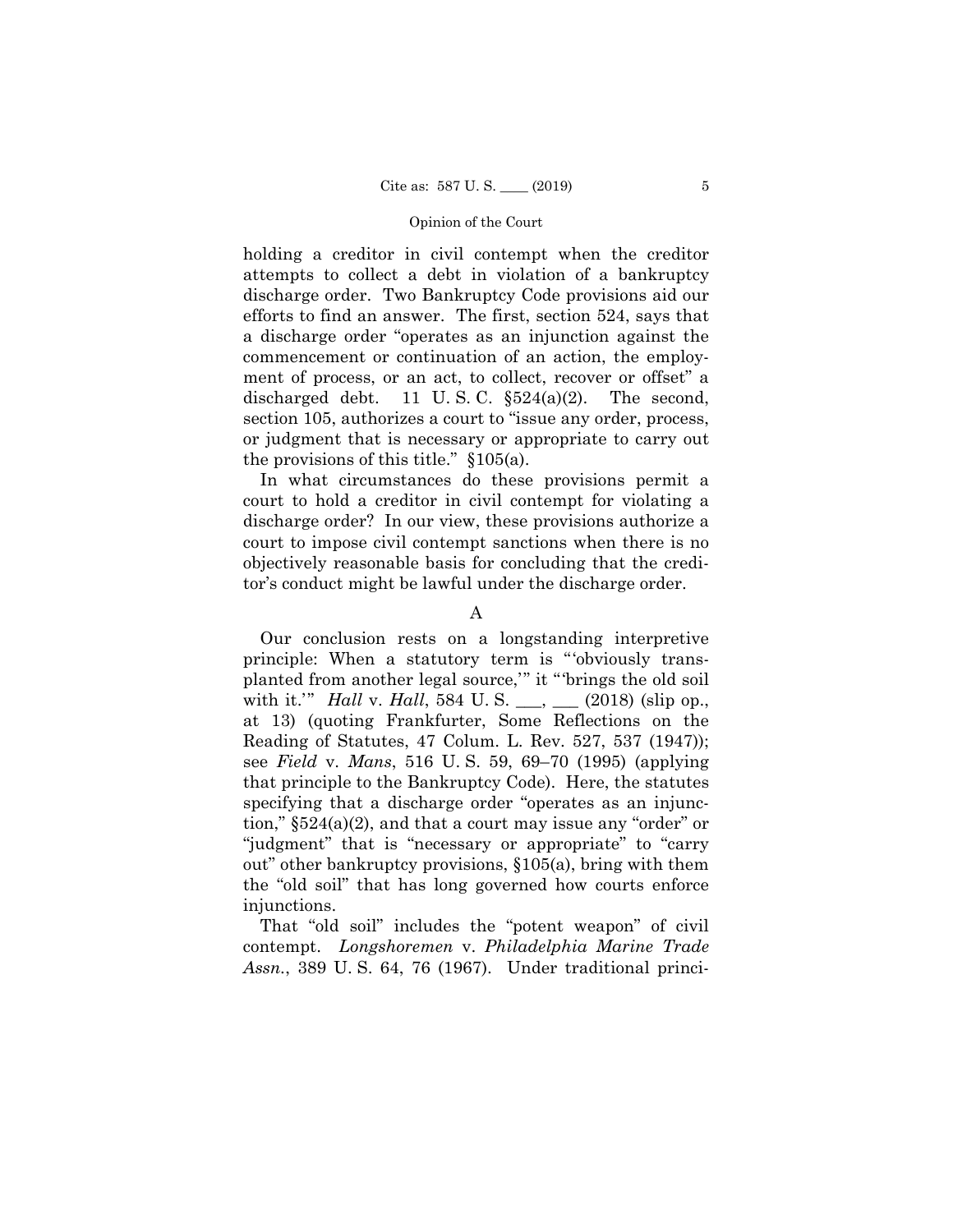holding a creditor in civil contempt when the creditor attempts to collect a debt in violation of a bankruptcy discharge order. Two Bankruptcy Code provisions aid our efforts to find an answer. The first, section 524, says that a discharge order "operates as an injunction against the commencement or continuation of an action, the employment of process, or an act, to collect, recover or offset" a discharged debt. 11 U. S. C. §524(a)(2). The second, section 105, authorizes a court to "issue any order, process, or judgment that is necessary or appropriate to carry out the provisions of this title." §105(a).

In what circumstances do these provisions permit a court to hold a creditor in civil contempt for violating a discharge order? In our view, these provisions authorize a court to impose civil contempt sanctions when there is no objectively reasonable basis for concluding that the creditor's conduct might be lawful under the discharge order.

A

Our conclusion rests on a longstanding interpretive principle: When a statutory term is "'obviously transplanted from another legal source,'" it "'brings the old soil with it.'" *Hall* v. *Hall*, 584 U. S. ___, ___ (2018) (slip op., at 13) (quoting Frankfurter, Some Reflections on the Reading of Statutes, 47 Colum. L. Rev. 527, 537 (1947)); see *Field* v. *Mans*, 516 U. S. 59, 69–70 (1995) (applying that principle to the Bankruptcy Code). Here, the statutes specifying that a discharge order "operates as an injunction," §524(a)(2), and that a court may issue any "order" or "judgment" that is "necessary or appropriate" to "carry out" other bankruptcy provisions, §105(a), bring with them the "old soil" that has long governed how courts enforce injunctions.

That "old soil" includes the "potent weapon" of civil contempt. *Longshoremen* v. *Philadelphia Marine Trade Assn.*, 389 U. S. 64, 76 (1967). Under traditional princi-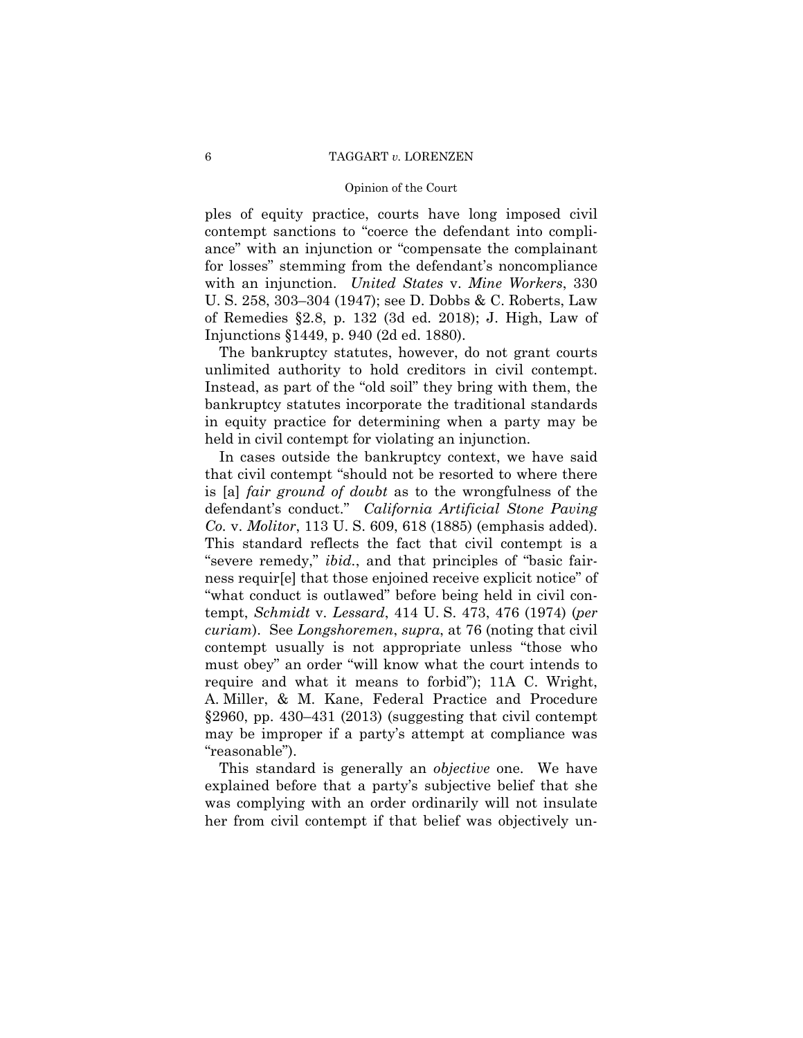ples of equity practice, courts have long imposed civil contempt sanctions to "coerce the defendant into compliance" with an injunction or "compensate the complainant for losses" stemming from the defendant's noncompliance with an injunction. *United States* v. *Mine Workers*, 330 U. S. 258, 303–304 (1947); see D. Dobbs & C. Roberts, Law of Remedies §2.8, p. 132 (3d ed. 2018); J. High, Law of Injunctions §1449, p. 940 (2d ed. 1880).

The bankruptcy statutes, however, do not grant courts unlimited authority to hold creditors in civil contempt. Instead, as part of the "old soil" they bring with them, the bankruptcy statutes incorporate the traditional standards in equity practice for determining when a party may be held in civil contempt for violating an injunction.

In cases outside the bankruptcy context, we have said that civil contempt "should not be resorted to where there is [a] *fair ground of doubt* as to the wrongfulness of the defendant's conduct." *California Artificial Stone Paving Co.* v. *Molitor*, 113 U. S. 609, 618 (1885) (emphasis added). This standard reflects the fact that civil contempt is a "severe remedy," *ibid.*, and that principles of "basic fairness requir[e] that those enjoined receive explicit notice" of "what conduct is outlawed" before being held in civil contempt, *Schmidt* v. *Lessard*, 414 U. S. 473, 476 (1974) (*per curiam*). See *Longshoremen*, *supra*, at 76 (noting that civil contempt usually is not appropriate unless "those who must obey" an order "will know what the court intends to require and what it means to forbid"); 11A C. Wright, A. Miller, & M. Kane, Federal Practice and Procedure §2960, pp. 430–431 (2013) (suggesting that civil contempt may be improper if a party's attempt at compliance was "reasonable").

This standard is generally an *objective* one. We have explained before that a party's subjective belief that she was complying with an order ordinarily will not insulate her from civil contempt if that belief was objectively un-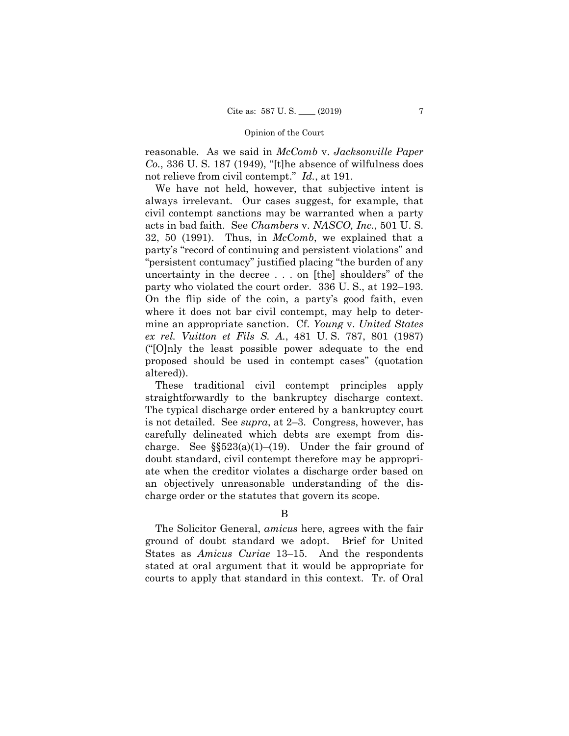reasonable. As we said in *McComb* v. *Jacksonville Paper Co.*, 336 U. S. 187 (1949), "[t]he absence of wilfulness does not relieve from civil contempt." *Id.*, at 191.

We have not held, however, that subjective intent is always irrelevant. Our cases suggest, for example, that civil contempt sanctions may be warranted when a party acts in bad faith. See *Chambers* v. *NASCO, Inc.*, 501 U. S. 32, 50 (1991). Thus, in *McComb*, we explained that a party's "record of continuing and persistent violations" and "persistent contumacy" justified placing "the burden of any uncertainty in the decree . . . on [the] shoulders" of the party who violated the court order. 336 U. S., at 192–193. On the flip side of the coin, a party's good faith, even where it does not bar civil contempt, may help to determine an appropriate sanction. Cf. *Young* v. *United States ex rel. Vuitton et Fils S. A.*, 481 U. S. 787, 801 (1987) ("[O]nly the least possible power adequate to the end proposed should be used in contempt cases" (quotation altered)).

These traditional civil contempt principles apply straightforwardly to the bankruptcy discharge context. The typical discharge order entered by a bankruptcy court is not detailed. See *supra*, at 2–3. Congress, however, has carefully delineated which debts are exempt from discharge. See §§523(a)(1)–(19). Under the fair ground of doubt standard, civil contempt therefore may be appropriate when the creditor violates a discharge order based on an objectively unreasonable understanding of the discharge order or the statutes that govern its scope.

### B

The Solicitor General, *amicus* here, agrees with the fair ground of doubt standard we adopt. Brief for United States as *Amicus Curiae* 13–15. And the respondents stated at oral argument that it would be appropriate for courts to apply that standard in this context. Tr. of Oral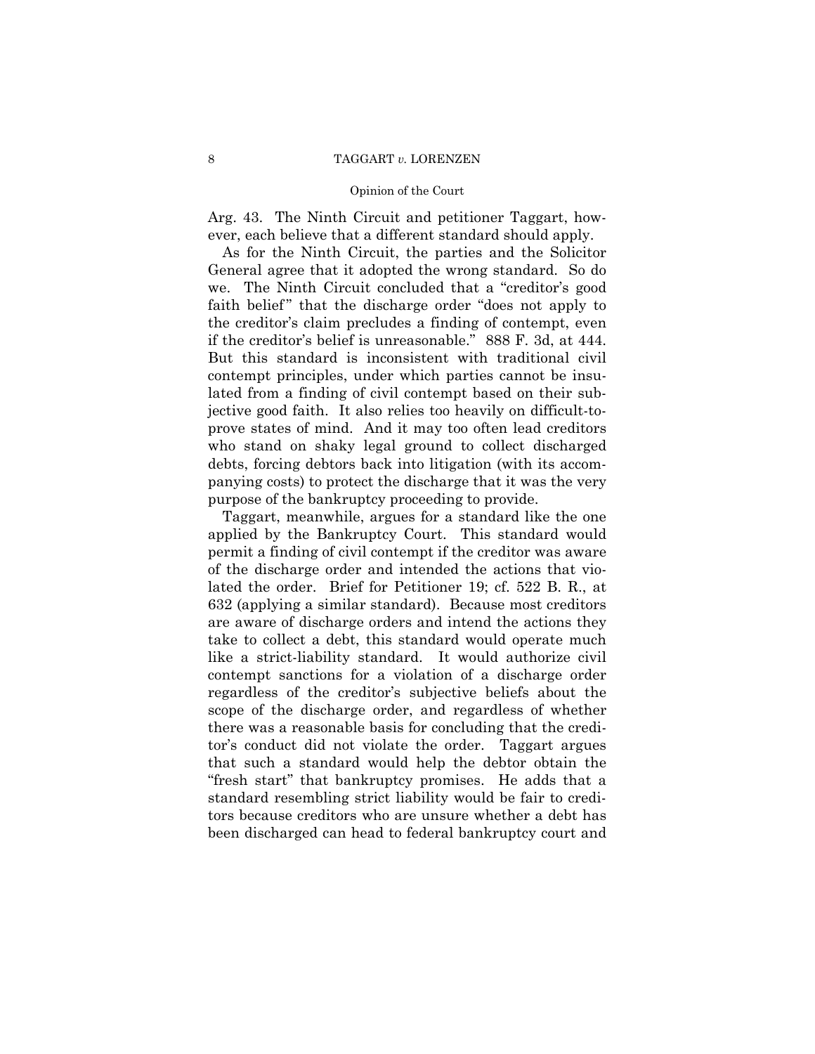Arg. 43. The Ninth Circuit and petitioner Taggart, however, each believe that a different standard should apply.

As for the Ninth Circuit, the parties and the Solicitor General agree that it adopted the wrong standard. So do we. The Ninth Circuit concluded that a "creditor's good faith belief" that the discharge order "does not apply to the creditor's claim precludes a finding of contempt, even if the creditor's belief is unreasonable." 888 F. 3d, at 444. But this standard is inconsistent with traditional civil contempt principles, under which parties cannot be insulated from a finding of civil contempt based on their subjective good faith. It also relies too heavily on difficult-to-prove states of mind. And it may too often lead creditors who stand on shaky legal ground to collect discharged debts, forcing debtors back into litigation (with its accompanying costs) to protect the discharge that it was the very purpose of the bankruptcy proceeding to provide.

Taggart, meanwhile, argues for a standard like the one applied by the Bankruptcy Court. This standard would permit a finding of civil contempt if the creditor was aware of the discharge order and intended the actions that violated the order. Brief for Petitioner 19; cf. 522 B. R., at 632 (applying a similar standard). Because most creditors are aware of discharge orders and intend the actions they take to collect a debt, this standard would operate much like a strict-liability standard. It would authorize civil contempt sanctions for a violation of a discharge order regardless of the creditor's subjective beliefs about the scope of the discharge order, and regardless of whether there was a reasonable basis for concluding that the creditor's conduct did not violate the order. Taggart argues that such a standard would help the debtor obtain the "fresh start" that bankruptcy promises. He adds that a standard resembling strict liability would be fair to creditors because creditors who are unsure whether a debt has been discharged can head to federal bankruptcy court and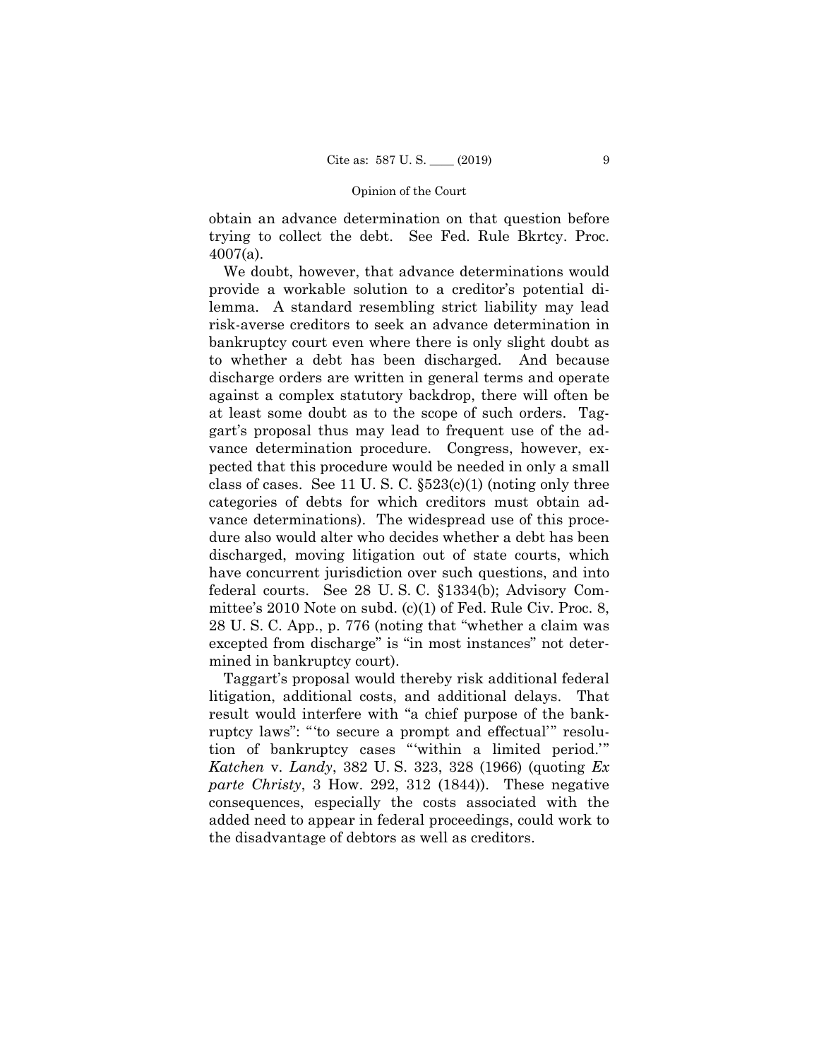obtain an advance determination on that question before trying to collect the debt. See Fed. Rule Bkrtcy. Proc. 4007(a).

We doubt, however, that advance determinations would provide a workable solution to a creditor's potential dilemma. A standard resembling strict liability may lead risk-averse creditors to seek an advance determination in bankruptcy court even where there is only slight doubt as to whether a debt has been discharged. And because discharge orders are written in general terms and operate against a complex statutory backdrop, there will often be at least some doubt as to the scope of such orders. Taggart's proposal thus may lead to frequent use of the advance determination procedure. Congress, however, expected that this procedure would be needed in only a small class of cases. See 11 U. S. C. §523(c)(1) (noting only three categories of debts for which creditors must obtain advance determinations). The widespread use of this procedure also would alter who decides whether a debt has been discharged, moving litigation out of state courts, which have concurrent jurisdiction over such questions, and into federal courts. See 28 U. S. C. §1334(b); Advisory Committee's 2010 Note on subd. (c)(1) of Fed. Rule Civ. Proc. 8, 28 U. S. C. App., p. 776 (noting that "whether a claim was excepted from discharge" is "in most instances" not determined in bankruptcy court).

Taggart's proposal would thereby risk additional federal litigation, additional costs, and additional delays. That result would interfere with "a chief purpose of the bankruptcy laws": "'to secure a prompt and effectual'" resolution of bankruptcy cases "'within a limited period.'" *Katchen* v. *Landy*, 382 U. S. 323, 328 (1966) (quoting *Ex parte Christy*, 3 How. 292, 312 (1844)). These negative consequences, especially the costs associated with the added need to appear in federal proceedings, could work to the disadvantage of debtors as well as creditors.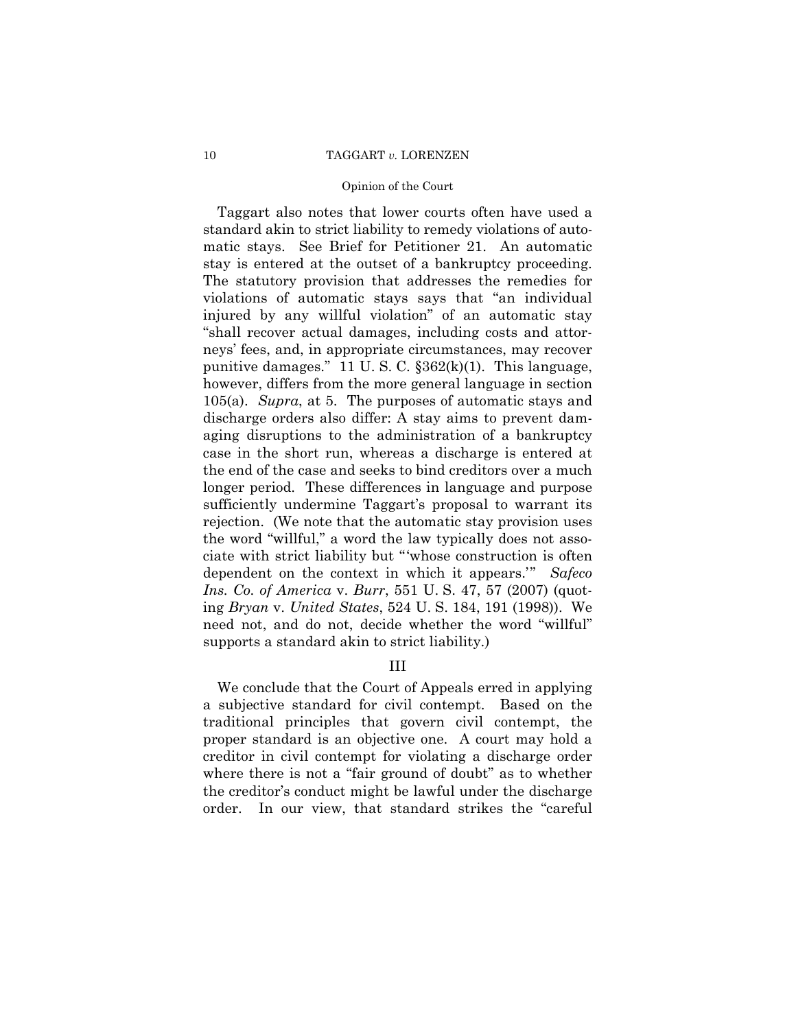Taggart also notes that lower courts often have used a standard akin to strict liability to remedy violations of automatic stays. See Brief for Petitioner 21. An automatic stay is entered at the outset of a bankruptcy proceeding. The statutory provision that addresses the remedies for violations of automatic stays says that "an individual injured by any willful violation" of an automatic stay "shall recover actual damages, including costs and attorneys' fees, and, in appropriate circumstances, may recover punitive damages." 11 U. S. C. §362(k)(1). This language, however, differs from the more general language in section 105(a). *Supra*, at 5. The purposes of automatic stays and discharge orders also differ: A stay aims to prevent damaging disruptions to the administration of a bankruptcy case in the short run, whereas a discharge is entered at the end of the case and seeks to bind creditors over a much longer period. These differences in language and purpose sufficiently undermine Taggart's proposal to warrant its rejection. (We note that the automatic stay provision uses the word "willful," a word the law typically does not associate with strict liability but "'whose construction is often dependent on the context in which it appears.'" *Safeco Ins. Co. of America* v. *Burr*, 551 U. S. 47, 57 (2007) (quoting *Bryan* v. *United States*, 524 U. S. 184, 191 (1998)). We need not, and do not, decide whether the word "willful" supports a standard akin to strict liability.)

## III

We conclude that the Court of Appeals erred in applying a subjective standard for civil contempt. Based on the traditional principles that govern civil contempt, the proper standard is an objective one. A court may hold a creditor in civil contempt for violating a discharge order where there is not a "fair ground of doubt" as to whether the creditor's conduct might be lawful under the discharge order. In our view, that standard strikes the "careful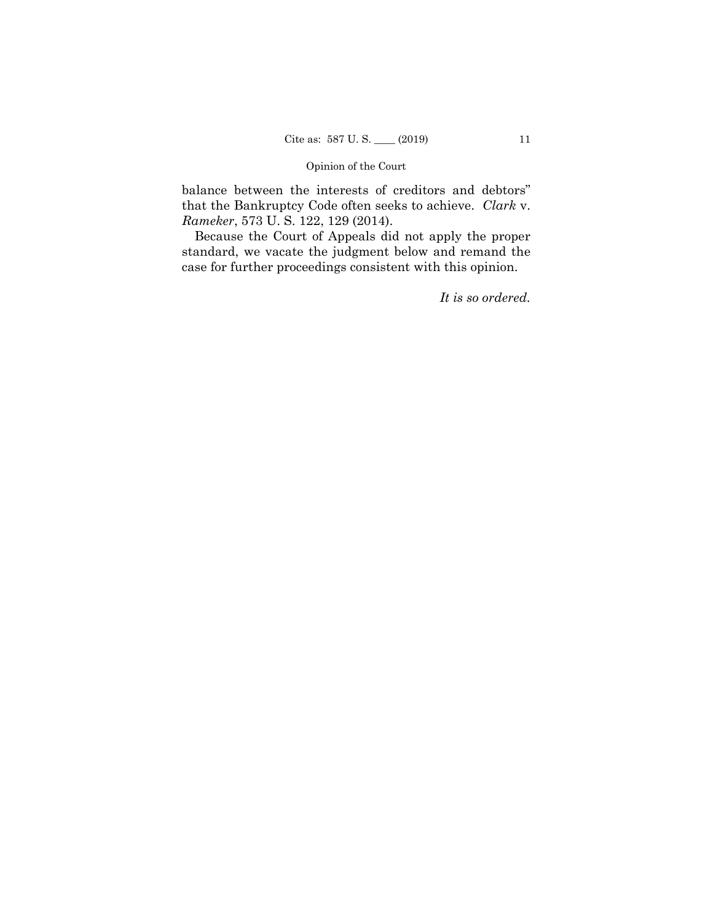balance between the interests of creditors and debtors" that the Bankruptcy Code often seeks to achieve. *Clark* v. *Rameker*, 573 U. S. 122, 129 (2014).

Because the Court of Appeals did not apply the proper standard, we vacate the judgment below and remand the case for further proceedings consistent with this opinion.

*It is so ordered.*